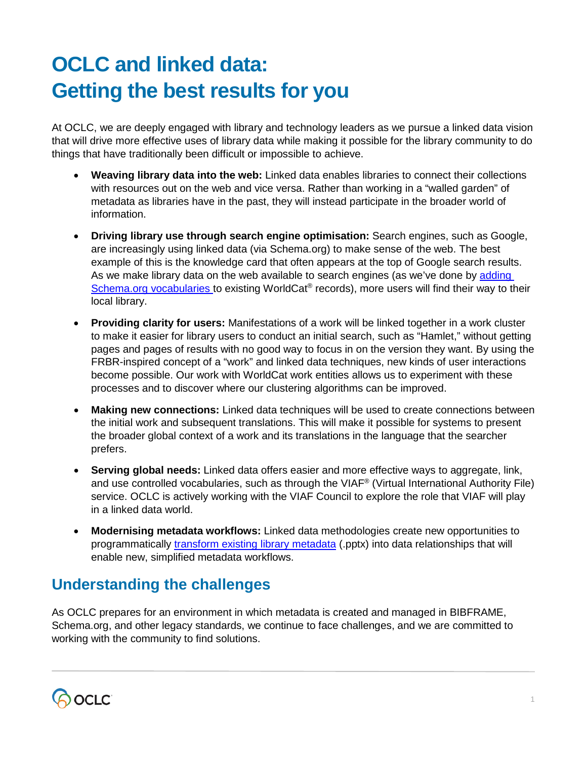# OCLC and linked data: Getting the best results for you

At OCLC, we are deeply engaged with library and technology leaders as we pursue a linked data vision that will drive more effective uses of library data while making it possible for the library community to do things that have traditionally been difficult or impossible to achieve.

- **Weaving library data into the web:** Linked data enables libraries to connect their collections with resources out on the web and vice versa. Rather than working in a "walled garden" of metadata as libraries have in the past, they will instead participate in the broader world of information.
- **Driving library use through search engine optimisation:** Search engines, such as Google, are increasingly using linked data (via Schema.org) to make sense of the web. The best example of this is the knowledge card that often appears at the top of Google search results. As we make library data on the web available to search engines (as we've done by adding Schema.org vocabularies to existing WorldCat® records), more users will find their way to their local library.
- **Providing clarity for users:** Manifestations of a work will be linked together in a work cluster to make it easier for library users to conduct an initial search, such as "Hamlet," without getting pages and pages of results with no good way to focus in on the version they want. By using the FRBR-inspired concept of a "work" and linked data techniques, new kinds of user interactions become possible. Our work with WorldCat work entities allows us to experiment with these processes and to discover where our clustering algorithms can be improved.
- **Making new connections:** Linked data techniques will be used to create connections between the initial work and subsequent translations. This will make it possible for systems to present the broader global context of a work and its translations in the language that the searcher prefers.
- **Serving global needs:** Linked data offers easier and more effective ways to aggregate, link, and use controlled vocabularies, such as through the VIAF® (Virtual International Authority File) service. OCLC is actively working with the VIAF Council to explore the role that VIAF will play in a linked data world.
- **Modernising metadata workflows:** Linked data methodologies create new opportunities to programmatically transform existing library metadata (.pptx) into data relationships that will enable new, simplified metadata workflows.

## Understanding the challenges

As OCLC prepares for an environment in which metadata is created and managed in BIBFRAME, Schema.org, and other legacy standards, we continue to face challenges, and we are committed to working with the community to find solutions.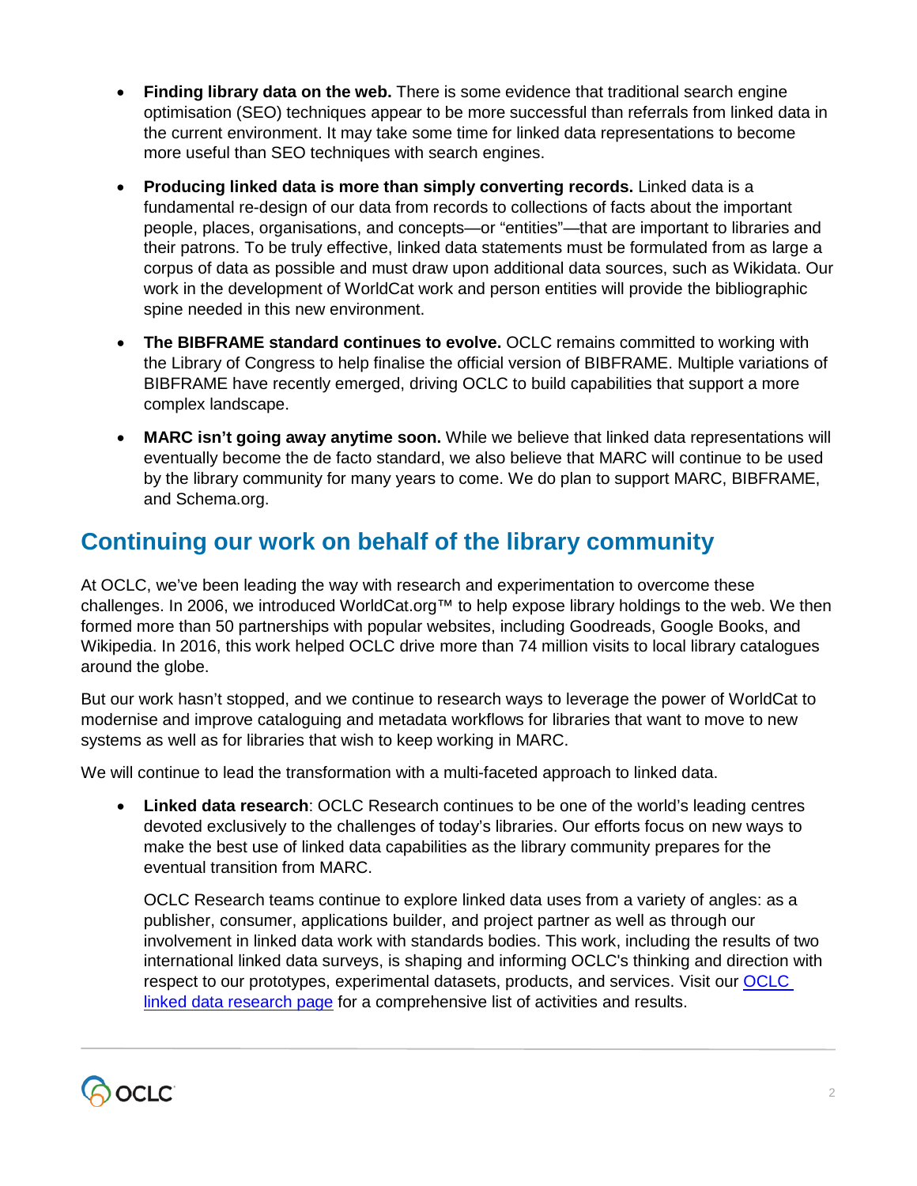- **Finding library data on the web.** There is some evidence that traditional search engine optimisation (SEO) techniques appear to be more successful than referrals from linked data in the current environment. It may take some time for linked data representations to become more useful than SEO techniques with search engines.
- **Producing linked data is more than simply converting records.** Linked data is a fundamental re-design of our data from records to collections of facts about the important people, places, organisations, and concepts—or "entities"—that are important to libraries and their patrons. To be truly effective, linked data statements must be formulated from as large a corpus of data as possible and must draw upon additional data sources, such as Wikidata. Our work in the development of WorldCat work and person entities will provide the bibliographic spine needed in this new environment.
- **The BIBFRAME standard continues to evolve.** OCLC remains committed to working with the Library of Congress to help finalise the official version of BIBFRAME. Multiple variations of BIBFRAME have recently emerged, driving OCLC to build capabilities that support a more complex landscape.
- **MARC isn't going away anytime soon.** While we believe that linked data representations will eventually become the de facto standard, we also believe that MARC will continue to be used by the library community for many years to come. We do plan to support MARC, BIBFRAME, and Schema.org.

## Continuing our work on behalf of the library community

At OCLC, we've been leading the way with research and experimentation to overcome these challenges. In 2006, we introduced WorldCat.org™ to help expose library holdings to the web. We then formed more than 50 partnerships with popular websites, including Goodreads, Google Books, and Wikipedia. In 2016, this work helped OCLC drive more than 74 million visits to local library catalogues around the globe.

But our work hasn't stopped, and we continue to research ways to leverage the power of WorldCat to modernise and improve cataloguing and metadata workflows for libraries that want to move to new systems as well as for libraries that wish to keep working in MARC.

We will continue to lead the transformation with a multi-faceted approach to linked data.

- **Linked data research**: OCLC Research continues to be one of the world's leading centres devoted exclusively to the challenges of today's libraries. Our efforts focus on new ways to make the best use of linked data capabilities as the library community prepares for the eventual transition from MARC.

  OCLC Research teams continue to explore linked data uses from a variety of angles: as a publisher, consumer, applications builder, and project partner as well as through our involvement in linked data work with standards bodies. This work, including the results of two international linked data surveys, is shaping and informing OCLC's thinking and direction with respect to our prototypes, experimental datasets, products, and services. Visit our OCLC linked data research page for a comprehensive list of activities and results.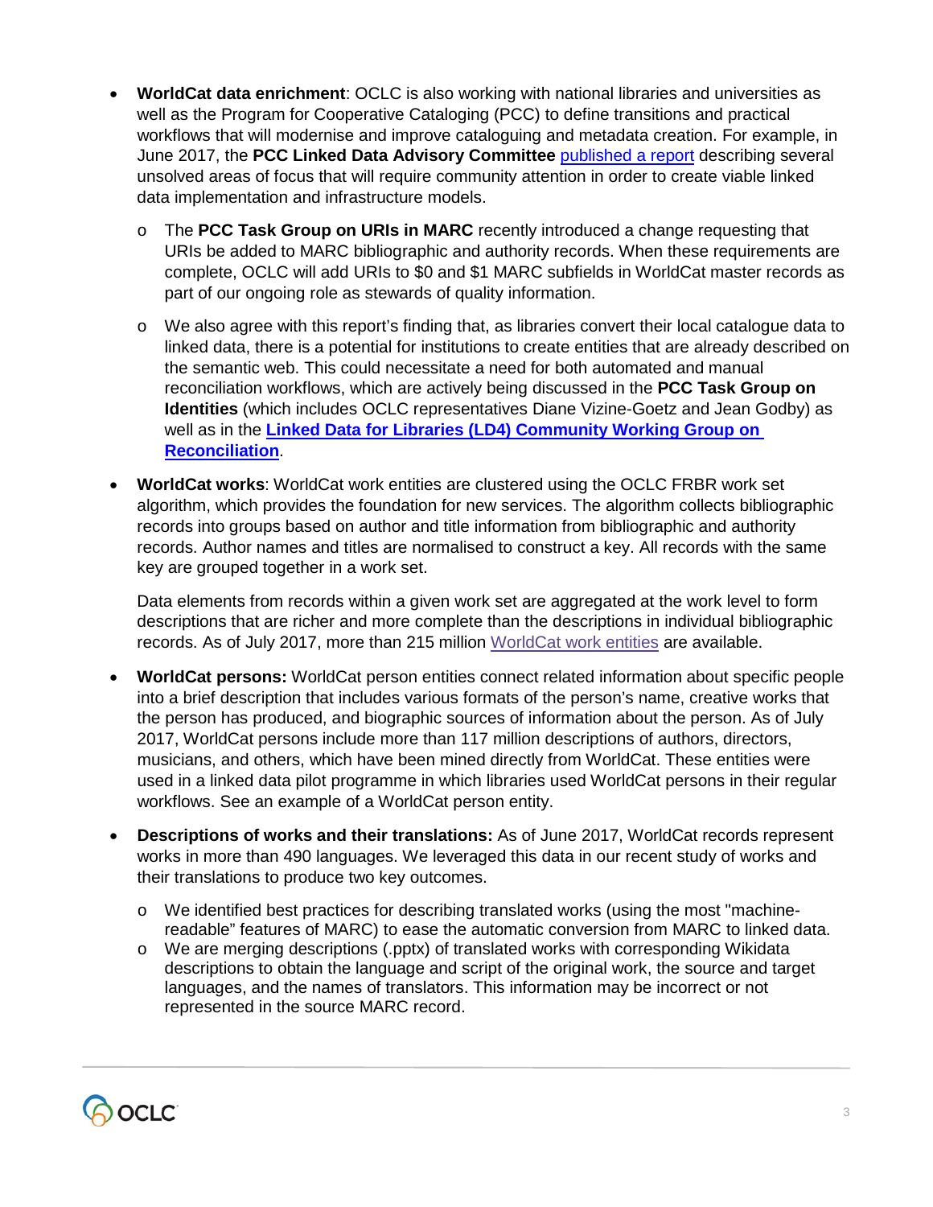- **WorldCat data enrichment**: OCLC is also working with national libraries and universities as well as the Program for Cooperative Cataloging (PCC) to define transitions and practical workflows that will modernise and improve cataloguing and metadata creation. For example, in June 2017, the **PCC Linked Data Advisory Committee** published a report describing several unsolved areas of focus that will require community attention in order to create viable linked data implementation and infrastructure models.
  - The **PCC Task Group on URIs in MARC** recently introduced a change requesting that URIs be added to MARC bibliographic and authority records. When these requirements are complete, OCLC will add URIs to $0 and $1 MARC subfields in WorldCat master records as part of our ongoing role as stewards of quality information.
  - We also agree with this report's finding that, as libraries convert their local catalogue data to linked data, there is a potential for institutions to create entities that are already described on the semantic web. This could necessitate a need for both automated and manual reconciliation workflows, which are actively being discussed in the **PCC Task Group on Identities** (which includes OCLC representatives Diane Vizine-Goetz and Jean Godby) as well as in the **Linked Data for Libraries (LD4) Community Working Group on Reconciliation**.

- **WorldCat works**: WorldCat work entities are clustered using the OCLC FRBR work set algorithm, which provides the foundation for new services. The algorithm collects bibliographic records into groups based on author and title information from bibliographic and authority records. Author names and titles are normalised to construct a key. All records with the same key are grouped together in a work set.

  Data elements from records within a given work set are aggregated at the work level to form descriptions that are richer and more complete than the descriptions in individual bibliographic records. As of July 2017, more than 215 million WorldCat work entities are available.

- **WorldCat persons:** WorldCat person entities connect related information about specific people into a brief description that includes various formats of the person's name, creative works that the person has produced, and biographic sources of information about the person. As of July 2017, WorldCat persons include more than 117 million descriptions of authors, directors, musicians, and others, which have been mined directly from WorldCat. These entities were used in a linked data pilot programme in which libraries used WorldCat persons in their regular workflows. See an example of a WorldCat person entity.

- **Descriptions of works and their translations:** As of June 2017, WorldCat records represent works in more than 490 languages. We leveraged this data in our recent study of works and their translations to produce two key outcomes.
  - We identified best practices for describing translated works (using the most "machine-readable" features of MARC) to ease the automatic conversion from MARC to linked data.
  - We are merging descriptions (.pptx) of translated works with corresponding Wikidata descriptions to obtain the language and script of the original work, the source and target languages, and the names of translators. This information may be incorrect or not represented in the source MARC record.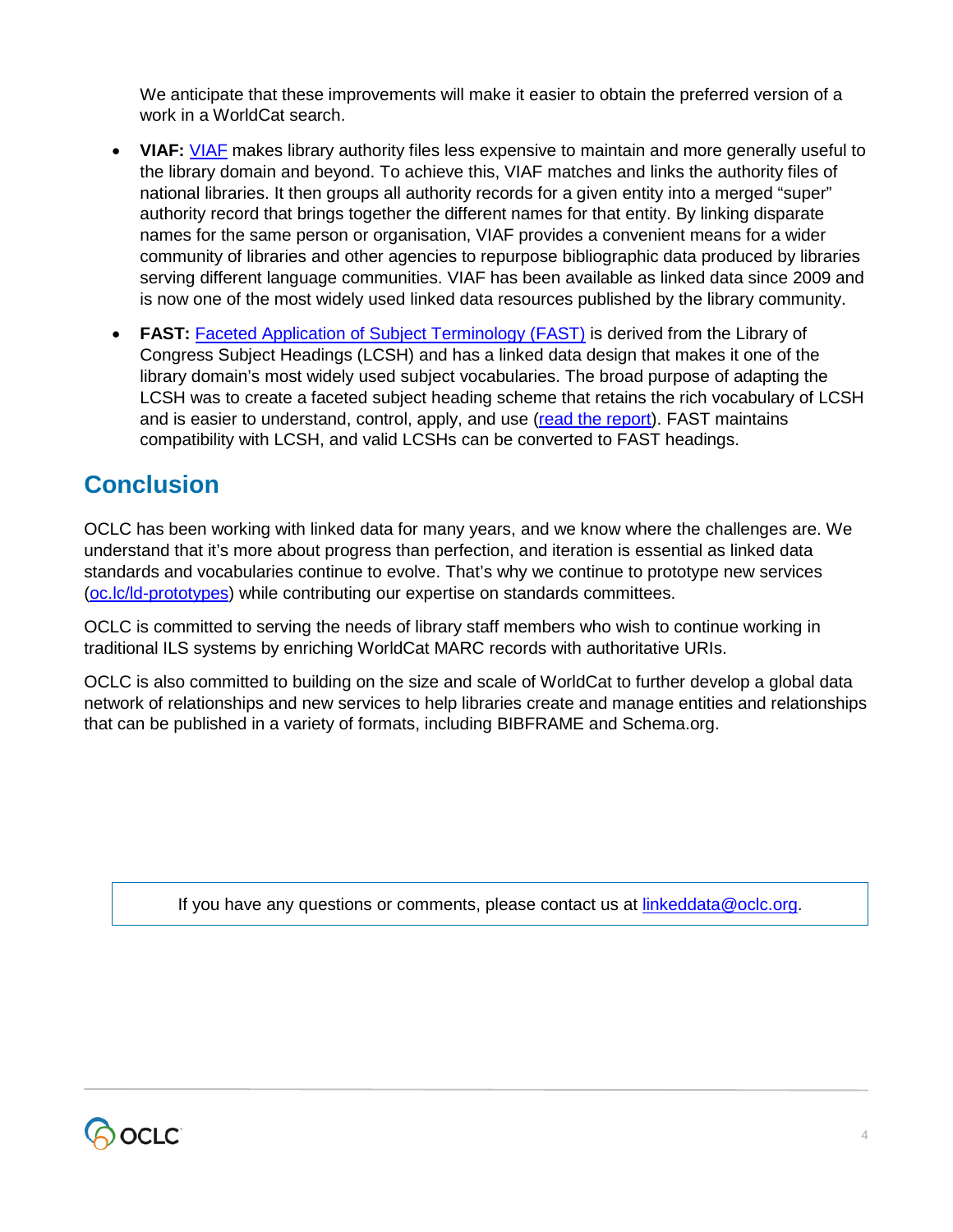We anticipate that these improvements will make it easier to obtain the preferred version of a work in a WorldCat search.

- **VIAF:** VIAF makes library authority files less expensive to maintain and more generally useful to the library domain and beyond. To achieve this, VIAF matches and links the authority files of national libraries. It then groups all authority records for a given entity into a merged "super" authority record that brings together the different names for that entity. By linking disparate names for the same person or organisation, VIAF provides a convenient means for a wider community of libraries and other agencies to repurpose bibliographic data produced by libraries serving different language communities. VIAF has been available as linked data since 2009 and is now one of the most widely used linked data resources published by the library community.
- **FAST:** Faceted Application of Subject Terminology (FAST) is derived from the Library of Congress Subject Headings (LCSH) and has a linked data design that makes it one of the library domain's most widely used subject vocabularies. The broad purpose of adapting the LCSH was to create a faceted subject heading scheme that retains the rich vocabulary of LCSH and is easier to understand, control, apply, and use (read the report). FAST maintains compatibility with LCSH, and valid LCSHs can be converted to FAST headings.

## Conclusion

OCLC has been working with linked data for many years, and we know where the challenges are. We understand that it's more about progress than perfection, and iteration is essential as linked data standards and vocabularies continue to evolve. That's why we continue to prototype new services (oc.lc/ld-prototypes) while contributing our expertise on standards committees.

OCLC is committed to serving the needs of library staff members who wish to continue working in traditional ILS systems by enriching WorldCat MARC records with authoritative URIs.

OCLC is also committed to building on the size and scale of WorldCat to further develop a global data network of relationships and new services to help libraries create and manage entities and relationships that can be published in a variety of formats, including BIBFRAME and Schema.org.

If you have any questions or comments, please contact us at linkeddata@oclc.org.